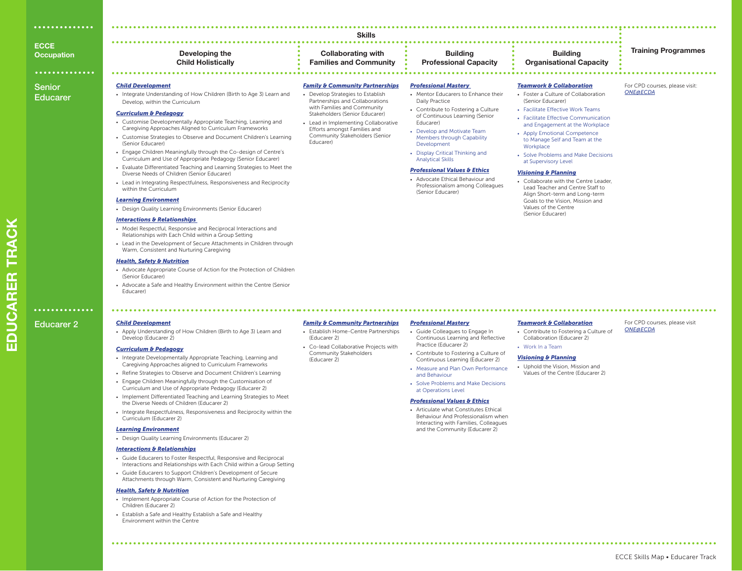# EDUCARER TRACK

| ECCE Occupation | Skills: Developing the Child Holistically | Skills: Collaborating with Families and Community | Skills: Building Professional Capacity | Skills: Building Organisational Capacity | Training Programmes |
|---|---|---|---|---|---|
| Senior Educarer | ***Child Development***<br>• Integrate Understanding of How Children (Birth to Age 3) Learn and Develop, within the Curriculum<br>***Curriculum & Pedagogy***<br>• Customise Developmentally Appropriate Teaching, Learning and Caregiving Approaches Aligned to Curriculum Frameworks<br>• Customise Strategies to Observe and Document Children's Learning (Senior Educarer)<br>• Engage Children Meaningfully through the Co-design of Centre's Curriculum and Use of Appropriate Pedagogy (Senior Educarer)<br>• Evaluate Differentiated Teaching and Learning Strategies to Meet the Diverse Needs of Children (Senior Educarer)<br>• Lead in Integrating Respectfulness, Responsiveness and Reciprocity within the Curriculum<br>***Learning Environment***<br>• Design Quality Learning Environments (Senior Educarer)<br>***Interactions & Relationships***<br>• Model Respectful, Responsive and Reciprocal Interactions and Relationships with Each Child within a Group Setting<br>• Lead in the Development of Secure Attachments in Children through Warm, Consistent and Nurturing Caregiving<br>***Health, Safety & Nutrition***<br>• Advocate Appropriate Course of Action for the Protection of Children (Senior Educarer)<br>• Advocate a Safe and Healthy Environment within the Centre (Senior Educarer) | ***Family & Community Partnerships***<br>• Develop Strategies to Establish Partnerships and Collaborations with Families and Community Stakeholders (Senior Educarer)<br>• Lead in Implementing Collaborative Efforts amongst Families and Community Stakeholders (Senior Educarer) | ***Professional Mastery***<br>• Mentor Educarers to Enhance their Daily Practice<br>• Contribute to Fostering a Culture of Continuous Learning (Senior Educarer)<br>• Develop and Motivate Team Members through Capability Development<br>• Display Critical Thinking and Analytical Skills<br>***Professional Values & Ethics***<br>• Advocate Ethical Behaviour and Professionalism among Colleagues (Senior Educarer) | ***Teamwork & Collaboration***<br>• Foster a Culture of Collaboration (Senior Educarer)<br>• Facilitate Effective Work Teams<br>• Facilitate Effective Communication and Engagement at the Workplace<br>• Apply Emotional Competence to Manage Self and Team at the Workplace<br>• Solve Problems and Make Decisions at Supervisory Level<br>***Visioning & Planning***<br>• Collaborate with the Centre Leader, Lead Teacher and Centre Staff to Align Short-term and Long-term Goals to the Vision, Mission and Values of the Centre (Senior Educarer) | For CPD courses, please visit: *ONE@ECDA* |
| Educarer 2 | ***Child Development***<br>• Apply Understanding of How Children (Birth to Age 3) Learn and Develop (Educarer 2)<br>***Curriculum & Pedagogy***<br>• Integrate Developmentally Appropriate Teaching, Learning and Caregiving Approaches aligned to Curriculum Frameworks<br>• Refine Strategies to Observe and Document Children's Learning<br>• Engage Children Meaningfully through the Customisation of Curriculum and Use of Appropriate Pedagogy (Educarer 2)<br>• Implement Differentiated Teaching and Learning Strategies to Meet the Diverse Needs of Children (Educarer 2)<br>• Integrate Respectfulness, Responsiveness and Reciprocity within the Curriculum (Educarer 2)<br>***Learning Environment***<br>• Design Quality Learning Environments (Educarer 2)<br>***Interactions & Relationships***<br>• Guide Educarers to Foster Respectful, Responsive and Reciprocal Interactions and Relationships with Each Child within a Group Setting<br>• Guide Educarers to Support Children's Development of Secure Attachments through Warm, Consistent and Nurturing Caregiving<br>***Health, Safety & Nutrition***<br>• Implement Appropriate Course of Action for the Protection of Children (Educarer 2)<br>• Establish a Safe and Healthy Establish a Safe and Healthy Environment within the Centre | ***Family & Community Partnerships***<br>• Establish Home-Centre Partnerships (Educarer 2)<br>• Co-lead Collaborative Projects with Community Stakeholders (Educarer 2) | ***Professional Mastery***<br>• Guide Colleagues to Engage In Continuous Learning and Reflective Practice (Educarer 2)<br>• Contribute to Fostering a Culture of Continuous Learning (Educarer 2)<br>• Measure and Plan Own Performance and Behaviour<br>• Solve Problems and Make Decisions at Operations Level<br>***Professional Values & Ethics***<br>• Articulate what Constitutes Ethical Behaviour And Professionalism when Interacting with Families, Colleagues and the Community (Educarer 2) | ***Teamwork & Collaboration***<br>• Contribute to Fostering a Culture of Collaboration (Educarer 2)<br>• Work In a Team<br>***Visioning & Planning***<br>• Uphold the Vision, Mission and Values of the Centre (Educarer 2) | For CPD courses, please visit *ONE@ECDA* |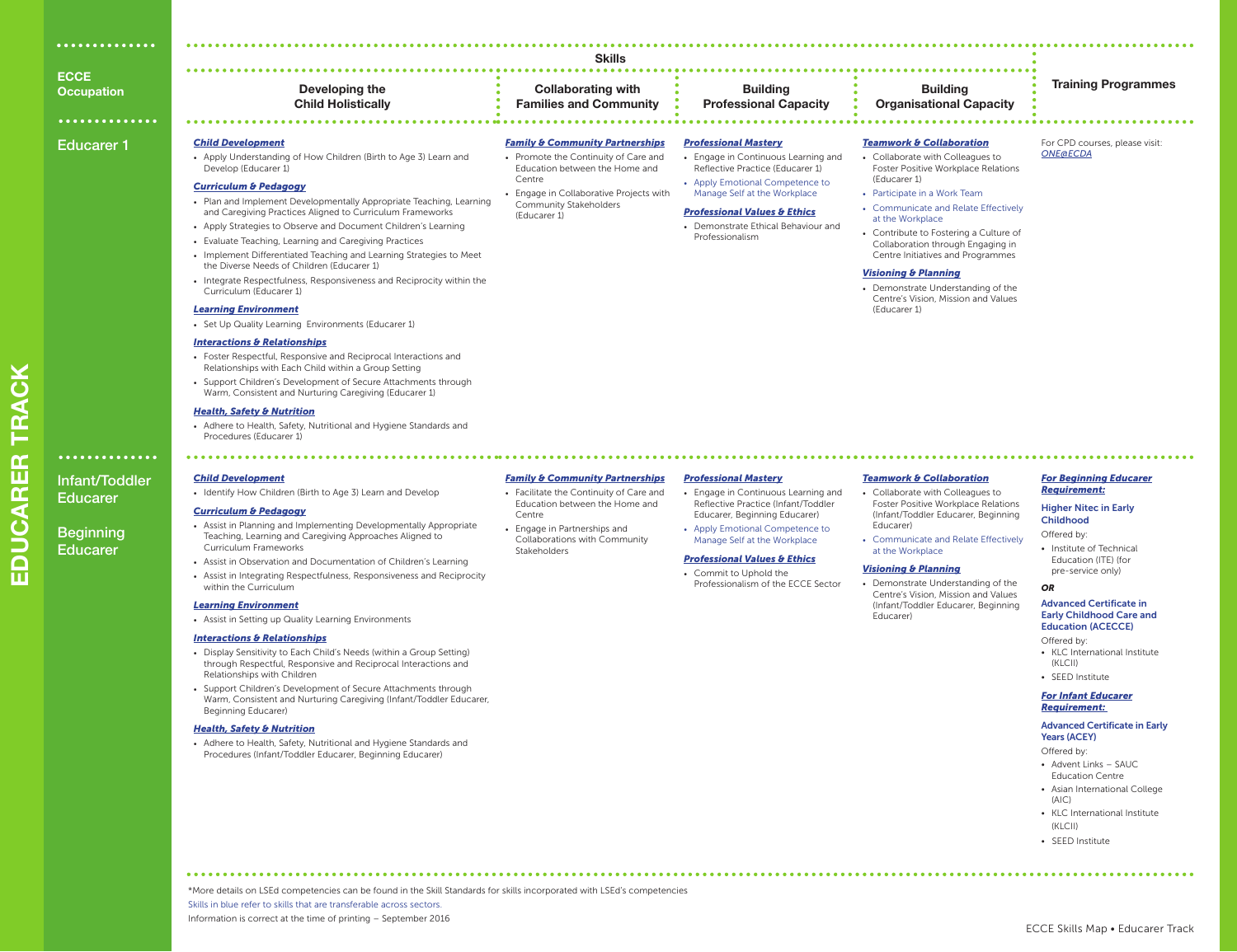# EDUCARER TRACK

| ECCE Occupation | Skills: Developing the Child Holistically | Skills: Collaborating with Families and Community | Skills: Building Professional Capacity | Skills: Building Organisational Capacity | Training Programmes |
|---|---|---|---|---|---|
| Educarer 1 | ***Child Development***<br>• Apply Understanding of How Children (Birth to Age 3) Learn and Develop (Educarer 1)<br>***Curriculum & Pedagogy***<br>• Plan and Implement Developmentally Appropriate Teaching, Learning and Caregiving Practices Aligned to Curriculum Frameworks<br>• Apply Strategies to Observe and Document Children's Learning<br>• Evaluate Teaching, Learning and Caregiving Practices<br>• Implement Differentiated Teaching and Learning Strategies to Meet the Diverse Needs of Children (Educarer 1)<br>• Integrate Respectfulness, Responsiveness and Reciprocity within the Curriculum (Educarer 1)<br>***Learning Environment***<br>• Set Up Quality Learning Environments (Educarer 1)<br>***Interactions & Relationships***<br>• Foster Respectful, Responsive and Reciprocal Interactions and Relationships with Each Child within a Group Setting<br>• Support Children's Development of Secure Attachments through Warm, Consistent and Nurturing Caregiving (Educarer 1)<br>***Health, Safety & Nutrition***<br>• Adhere to Health, Safety, Nutritional and Hygiene Standards and Procedures (Educarer 1) | ***Family & Community Partnerships***<br>• Promote the Continuity of Care and Education between the Home and Centre<br>• Engage in Collaborative Projects with Community Stakeholders (Educarer 1) | ***Professional Mastery***<br>• Engage in Continuous Learning and Reflective Practice (Educarer 1)<br>• Apply Emotional Competence to Manage Self at the Workplace<br>***Professional Values & Ethics***<br>• Demonstrate Ethical Behaviour and Professionalism | ***Teamwork & Collaboration***<br>• Collaborate with Colleagues to Foster Positive Workplace Relations (Educarer 1)<br>• Participate in a Work Team<br>• Communicate and Relate Effectively at the Workplace<br>• Contribute to Fostering a Culture of Collaboration through Engaging in Centre Initiatives and Programmes<br>***Visioning & Planning***<br>• Demonstrate Understanding of the Centre's Vision, Mission and Values (Educarer 1) | For CPD courses, please visit: *ONE@ECDA* |
| Infant/Toddler Educarer<br><br>Beginning Educarer | ***Child Development***<br>• Identify How Children (Birth to Age 3) Learn and Develop<br>***Curriculum & Pedagogy***<br>• Assist in Planning and Implementing Developmentally Appropriate Teaching, Learning and Caregiving Approaches Aligned to Curriculum Frameworks<br>• Assist in Observation and Documentation of Children's Learning<br>• Assist in Integrating Respectfulness, Responsiveness and Reciprocity within the Curriculum<br>***Learning Environment***<br>• Assist in Setting up Quality Learning Environments<br>***Interactions & Relationships***<br>• Display Sensitivity to Each Child's Needs (within a Group Setting) through Respectful, Responsive and Reciprocal Interactions and Relationships with Children<br>• Support Children's Development of Secure Attachments through Warm, Consistent and Nurturing Caregiving (Infant/Toddler Educarer, Beginning Educarer)<br>***Health, Safety & Nutrition***<br>• Adhere to Health, Safety, Nutritional and Hygiene Standards and Procedures (Infant/Toddler Educarer, Beginning Educarer) | ***Family & Community Partnerships***<br>• Facilitate the Continuity of Care and Education between the Home and Centre<br>• Engage in Partnerships and Collaborations with Community Stakeholders | ***Professional Mastery***<br>• Engage in Continuous Learning and Reflective Practice (Infant/Toddler Educarer, Beginning Educarer)<br>• Apply Emotional Competence to Manage Self at the Workplace<br>***Professional Values & Ethics***<br>• Commit to Uphold the Professionalism of the ECCE Sector | ***Teamwork & Collaboration***<br>• Collaborate with Colleagues to Foster Positive Workplace Relations (Infant/Toddler Educarer, Beginning Educarer)<br>• Communicate and Relate Effectively at the Workplace<br>***Visioning & Planning***<br>• Demonstrate Understanding of the Centre's Vision, Mission and Values (Infant/Toddler Educarer, Beginning Educarer) | ***For Beginning Educarer Requirement:***<br>**Higher Nitec in Early Childhood**<br>Offered by:<br>• Institute of Technical Education (ITE) (for pre-service only)<br>***OR***<br>**Advanced Certificate in Early Childhood Care and Education (ACECCE)**<br>Offered by:<br>• KLC International Institute (KLCII)<br>• SEED Institute<br>***For Infant Educarer Requirement:***<br>**Advanced Certificate in Early Years (ACEY)**<br>Offered by:<br>• Advent Links – SAUC Education Centre<br>• Asian International College (AIC)<br>• KLC International Institute (KLCII)<br>• SEED Institute |

*More details on LSEd competencies can be found in the Skill Standards for skills incorporated with LSEd's competencies

Skills in blue refer to skills that are transferable across sectors.

Information is correct at the time of printing – September 2016